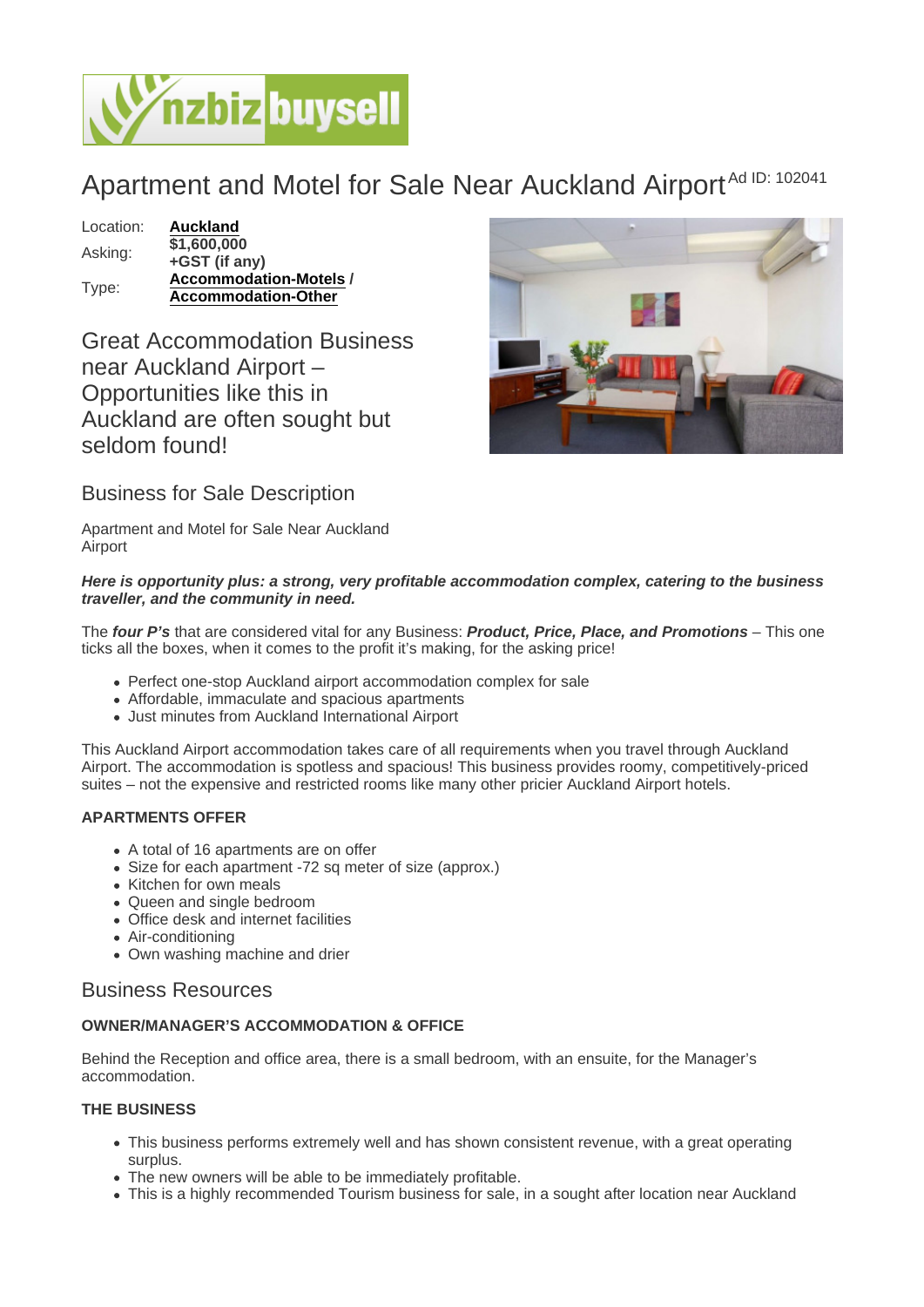# Apartment and Motel for Sale Near Auckland Airport [Ad ID: 102041]

| Location: | **Auckland** |
| --- | --- |
| Asking: | **$1,600,000 +GST (if any)** |
| Type: | **Accommodation-Motels / Accommodation-Other** |

## Great Accommodation Business near Auckland Airport – Opportunities like this in Auckland are often sought but seldom found!

## Business for Sale Description

Apartment and Motel for Sale Near Auckland Airport

***Here is opportunity plus: a strong, very profitable accommodation complex, catering to the business traveller, and the community in need.***

The ***four P's*** that are considered vital for any Business: ***Product, Price, Place, and Promotions*** – This one ticks all the boxes, when it comes to the profit it's making, for the asking price!

- Perfect one-stop Auckland airport accommodation complex for sale
- Affordable, immaculate and spacious apartments
- Just minutes from Auckland International Airport

This Auckland Airport accommodation takes care of all requirements when you travel through Auckland Airport. The accommodation is spotless and spacious! This business provides roomy, competitively-priced suites – not the expensive and restricted rooms like many other pricier Auckland Airport hotels.

#### APARTMENTS OFFER

- A total of 16 apartments are on offer
- Size for each apartment -72 sq meter of size (approx.)
- Kitchen for own meals
- Queen and single bedroom
- Office desk and internet facilities
- Air-conditioning
- Own washing machine and drier

## Business Resources

#### OWNER/MANAGER'S ACCOMMODATION & OFFICE

Behind the Reception and office area, there is a small bedroom, with an ensuite, for the Manager's accommodation.

#### THE BUSINESS

- This business performs extremely well and has shown consistent revenue, with a great operating surplus.
- The new owners will be able to be immediately profitable.
- This is a highly recommended Tourism business for sale, in a sought after location near Auckland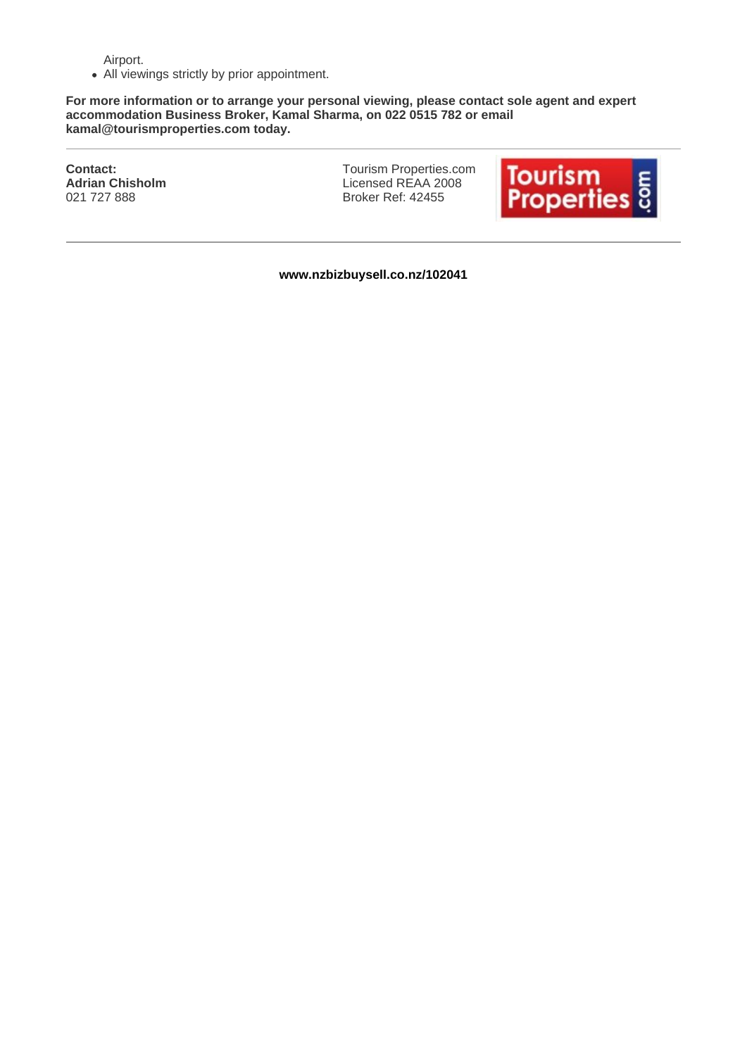Airport.
- All viewings strictly by prior appointment.

**For more information or to arrange your personal viewing, please contact sole agent and expert accommodation Business Broker, Kamal Sharma, on 022 0515 782 or email kamal@tourismproperties.com today.**

---

**Contact:**
**Adrian Chisholm**
021 727 888

Tourism Properties.com
Licensed REAA 2008
Broker Ref: 42455

---

**www.nzbizbuysell.co.nz/102041**